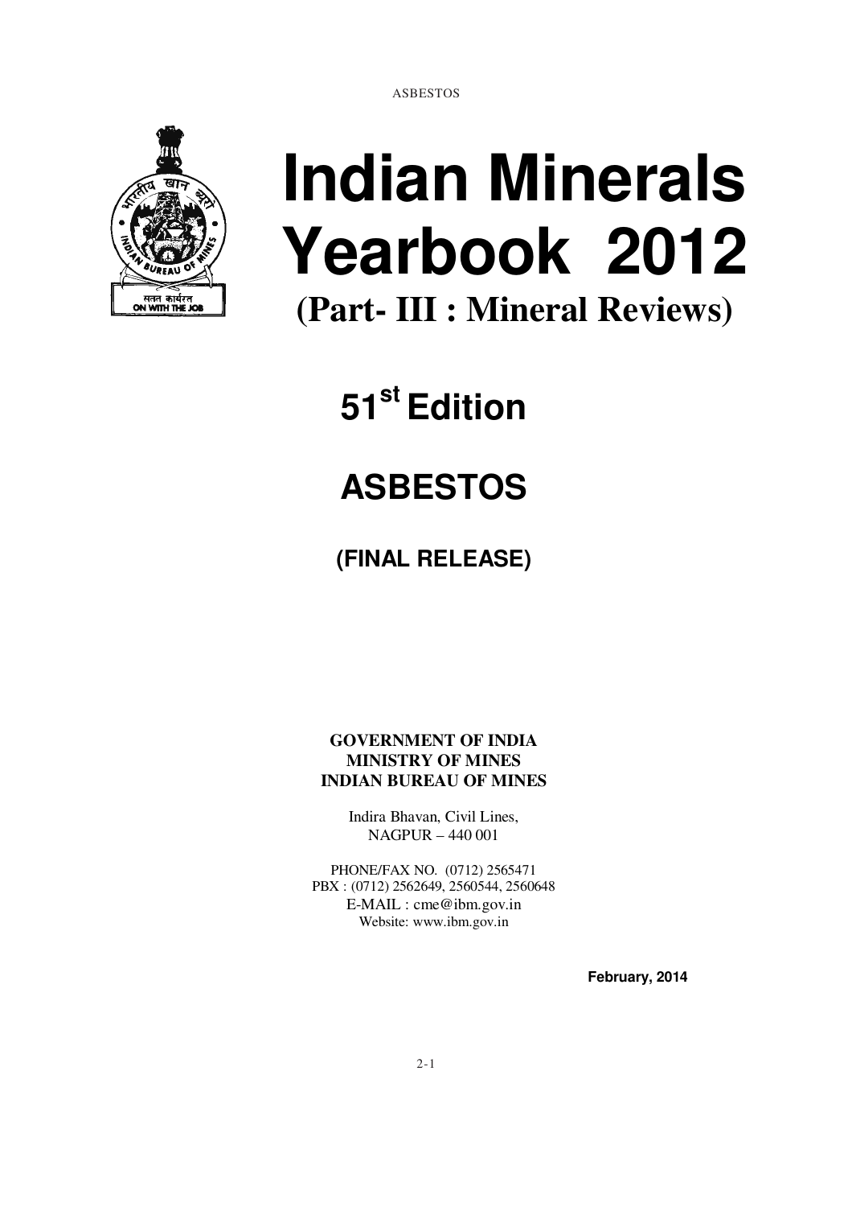# Indian Minerals Yearbook 2012

## (Part- III : Mineral Reviews)

## 51st Edition

# ASBESTOS

### (FINAL RELEASE)

**GOVERNMENT OF INDIA**
**MINISTRY OF MINES**
**INDIAN BUREAU OF MINES**

Indira Bhavan, Civil Lines,
NAGPUR – 440 001

PHONE/FAX NO. (0712) 2565471
PBX : (0712) 2562649, 2560544, 2560648
E-MAIL : cme@ibm.gov.in
Website: www.ibm.gov.in

**February, 2014**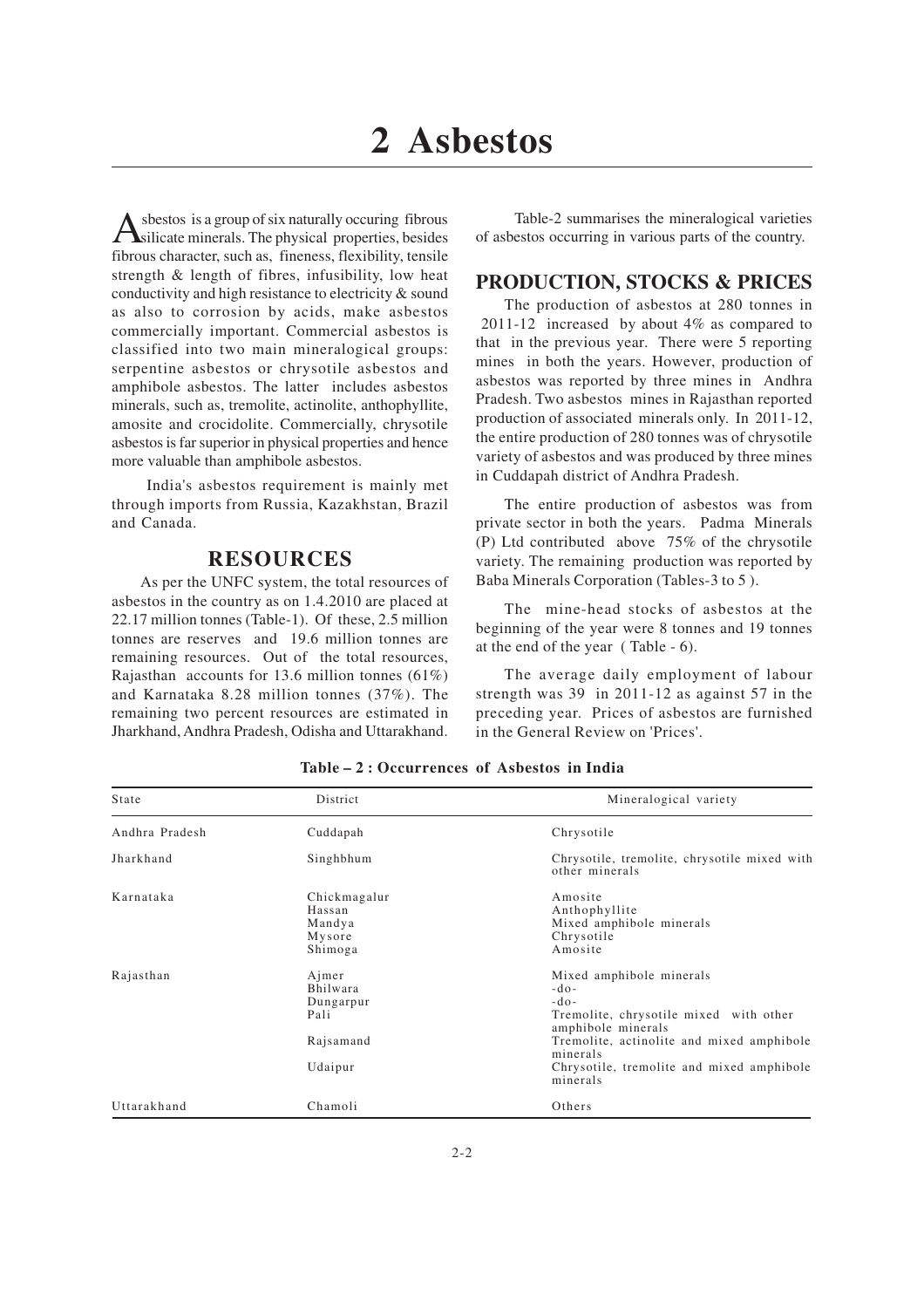# 2 Asbestos

Asbestos is a group of six naturally occuring fibrous silicate minerals. The physical properties, besides fibrous character, such as, fineness, flexibility, tensile strength & length of fibres, infusibility, low heat conductivity and high resistance to electricity & sound as also to corrosion by acids, make asbestos commercially important. Commercial asbestos is classified into two main mineralogical groups: serpentine asbestos or chrysotile asbestos and amphibole asbestos. The latter includes asbestos minerals, such as, tremolite, actinolite, anthophyllite, amosite and crocidolite. Commercially, chrysotile asbestos is far superior in physical properties and hence more valuable than amphibole asbestos.

India's asbestos requirement is mainly met through imports from Russia, Kazakhstan, Brazil and Canada.

## RESOURCES

As per the UNFC system, the total resources of asbestos in the country as on 1.4.2010 are placed at 22.17 million tonnes (Table-1). Of these, 2.5 million tonnes are reserves and 19.6 million tonnes are remaining resources. Out of the total resources, Rajasthan accounts for 13.6 million tonnes (61%) and Karnataka 8.28 million tonnes (37%). The remaining two percent resources are estimated in Jharkhand, Andhra Pradesh, Odisha and Uttarakhand.

Table-2 summarises the mineralogical varieties of asbestos occurring in various parts of the country.

## PRODUCTION, STOCKS & PRICES

The production of asbestos at 280 tonnes in 2011-12 increased by about 4% as compared to that in the previous year. There were 5 reporting mines in both the years. However, production of asbestos was reported by three mines in Andhra Pradesh. Two asbestos mines in Rajasthan reported production of associated minerals only. In 2011-12, the entire production of 280 tonnes was of chrysotile variety of asbestos and was produced by three mines in Cuddapah district of Andhra Pradesh.

The entire production of asbestos was from private sector in both the years. Padma Minerals (P) Ltd contributed above 75% of the chrysotile variety. The remaining production was reported by Baba Minerals Corporation (Tables-3 to 5 ).

The mine-head stocks of asbestos at the beginning of the year were 8 tonnes and 19 tonnes at the end of the year ( Table - 6).

The average daily employment of labour strength was 39 in 2011-12 as against 57 in the preceding year. Prices of asbestos are furnished in the General Review on 'Prices'.

**Table – 2 : Occurrences of Asbestos in India**

| State | District | Mineralogical variety |
|---|---|---|
| Andhra Pradesh | Cuddapah | Chrysotile |
| Jharkhand | Singhbhum | Chrysotile, tremolite, chrysotile mixed with other minerals |
| Karnataka | Chickmagalur | Amosite |
| | Hassan | Anthophyllite |
| | Mandya | Mixed amphibole minerals |
| | Mysore | Chrysotile |
| | Shimoga | Amosite |
| Rajasthan | Ajmer | Mixed amphibole minerals |
| | Bhilwara | -do- |
| | Dungarpur | -do- |
| | Pali | Tremolite, chrysotile mixed with other amphibole minerals |
| | Rajsamand | Tremolite, actinolite and mixed amphibole minerals |
| | Udaipur | Chrysotile, tremolite and mixed amphibole minerals |
| Uttarakhand | Chamoli | Others |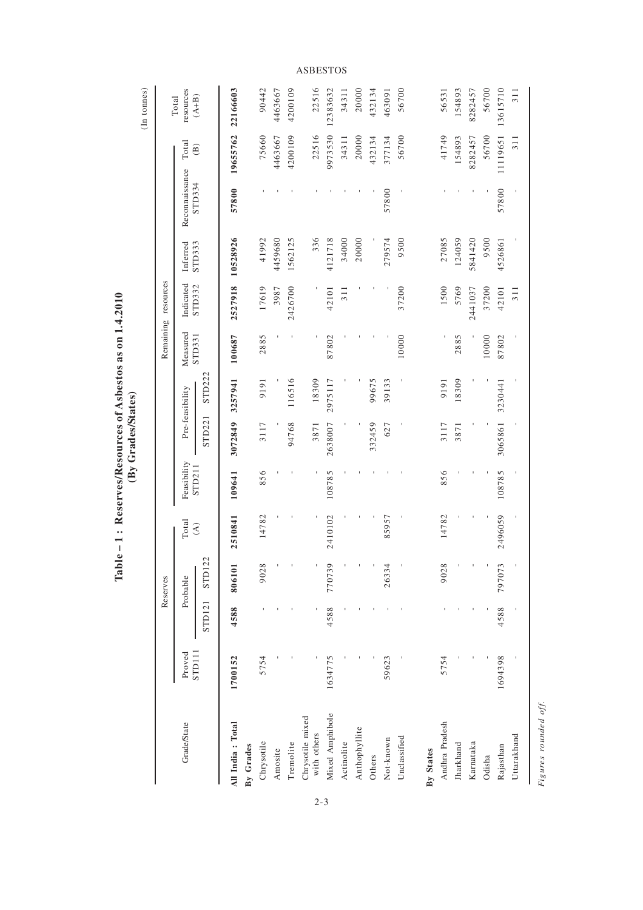# Table – 1 : Reserves/Resources of Asbestos as on 1.4.2010 (By Grades/States)

(In tonnes)

| Grade/State | Reserves | | | | Remaining resources | | | | | | | | | Total resources (A+B) |
|---|---|---|---|---|---|---|---|---|---|---|---|---|---|---|
| | Proved STD111 | Probable | | Total (A) | Feasibility STD211 | Pre-feasibility | | Measured STD331 | Indicated STD332 | Inferred STD333 | Reconnaissance STD334 | Total (B) | | |
| | | STD121 | STD122 | | | STD221 | STD222 | | | | | | | |
| **All India : Total** | **1700152** | **4588** | **806101** | **2510841** | **109641** | **3072849** | **3257941** | **100687** | **2527918** | **10528926** | **57800** | **19655762** | | **22166603** |
| **By Grades** | | | | | | | | | | | | | | |
| Chrysotile | 5754 | - | 9028 | 14782 | 856 | 3117 | 9191 | 2885 | 17619 | 41992 | - | 75660 | | 90442 |
| Amosite | - | - | - | - | - | - | - | - | 3987 | 4459680 | - | 4463667 | | 4463667 |
| Tremolite | - | - | - | - | - | 94768 | 116516 | - | 2426700 | 1562125 | - | 4200109 | | 4200109 |
| Chrysotile mixed with others | - | - | - | - | - | 3871 | 18309 | - | - | 336 | - | 22516 | | 22516 |
| Mixed Amphibole | 1634775 | 4588 | 770739 | 2410102 | 108785 | 2638007 | 2975117 | 87802 | 42101 | 4121718 | - | 9973530 | | 12383632 |
| Actinolite | - | - | - | - | - | - | - | - | 311 | 34000 | - | 34311 | | 34311 |
| Anthophyllite | - | - | - | - | - | - | - | - | - | 20000 | - | 20000 | | 20000 |
| Others | - | - | - | - | - | 332459 | 99675 | - | - | - | - | 432134 | | 432134 |
| Not-known | 59623 | - | 26334 | 85957 | - | 627 | 39133 | - | - | 279574 | 57800 | 377134 | | 463091 |
| Unclassified | - | - | - | - | - | - | - | 10000 | 37200 | 9500 | - | 56700 | | 56700 |
| **By States** | | | | | | | | | | | | | | |
| Andhra Pradesh | 5754 | - | 9028 | 14782 | 856 | 3117 | 9191 | - | 1500 | 27085 | - | 41749 | | 56531 |
| Jharkhand | - | - | - | - | - | 3871 | 18309 | 2885 | 5769 | 124059 | - | 154893 | | 154893 |
| Karnataka | - | - | - | - | - | - | - | - | 2441037 | 5841420 | - | 8282457 | | 8282457 |
| Odisha | - | - | - | - | - | - | - | 10000 | 37200 | 9500 | - | 56700 | | 56700 |
| Rajasthan | 1694398 | 4588 | 797073 | 2496059 | 108785 | 3065861 | 3230441 | 87802 | 42101 | 4526861 | 57800 | 11119651 | | 13615710 |
| Uttarakhand | - | - | - | - | - | - | - | - | 311 | - | - | 311 | | 311 |

*Figures rounded off.*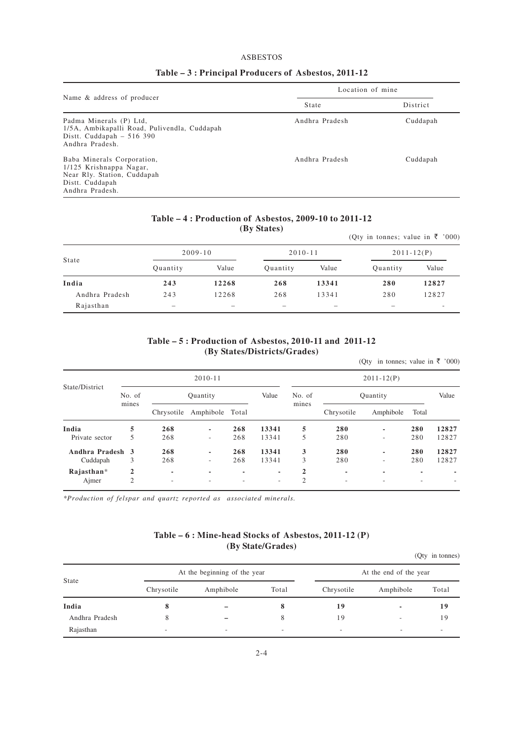## Table – 3 : Principal Producers of Asbestos, 2011-12

| Name & address of producer | Location of mine | |
|---|---|---|
| | State | District |
| Padma Minerals (P) Ltd, 1/5A, Ambikapalli Road, Pulivendla, Cuddapah Distt. Cuddapah – 516 390 Andhra Pradesh. | Andhra Pradesh | Cuddapah |
| Baba Minerals Corporation, 1/125 Krishnappa Nagar, Near Rly. Station, Cuddapah Distt. Cuddapah Andhra Pradesh. | Andhra Pradesh | Cuddapah |

## Table – 4 : Production of Asbestos, 2009-10 to 2011-12 (By States)

(Qty in tonnes; value in ₹ '000)

| State | 2009-10 | | 2010-11 | | 2011-12(P) | |
|---|---|---|---|---|---|---|
| | Quantity | Value | Quantity | Value | Quantity | Value |
| **India** | **243** | **12268** | **268** | **13341** | **280** | **12827** |
| Andhra Pradesh | 243 | 12268 | 268 | 13341 | 280 | 12827 |
| Rajasthan | – | – | – | – | – | - |

## Table – 5 : Production of Asbestos, 2010-11 and 2011-12 (By States/Districts/Grades)

(Qty in tonnes; value in ₹ '000)

| State/District | 2010-11 | | | | | 2011-12(P) | | | | |
|---|---|---|---|---|---|---|---|---|---|---|
| | No. of mines | Quantity | | | Value | No. of mines | Quantity | | | Value |
| | | Chrysotile | Amphibole | Total | | | Chrysotile | Amphibole | Total | |
| **India** | **5** | **268** | **-** | **268** | **13341** | **5** | **280** | **-** | **280** | **12827** |
| Private sector | 5 | 268 | - | 268 | 13341 | 5 | 280 | - | 280 | 12827 |
| **Andhra Pradesh** | **3** | **268** | **-** | **268** | **13341** | **3** | **280** | **-** | **280** | **12827** |
| Cuddapah | 3 | 268 | - | 268 | 13341 | 3 | 280 | - | 280 | 12827 |
| **Rajasthan*** | **2** | **-** | **-** | **-** | **-** | **2** | **-** | **-** | **-** | **-** |
| Ajmer | 2 | - | - | - | - | 2 | - | - | - | - |

*\*Production of felspar and quartz reported as associated minerals.*

## Table – 6 : Mine-head Stocks of Asbestos, 2011-12 (P) (By State/Grades)

(Qty in tonnes)

| State | At the beginning of the year | | | At the end of the year | | |
|---|---|---|---|---|---|---|
| | Chrysotile | Amphibole | Total | Chrysotile | Amphibole | Total |
| **India** | **8** | **–** | **8** | **19** | **-** | **19** |
| Andhra Pradesh | 8 | – | 8 | 19 | - | 19 |
| Rajasthan | - | - | - | - | - | - |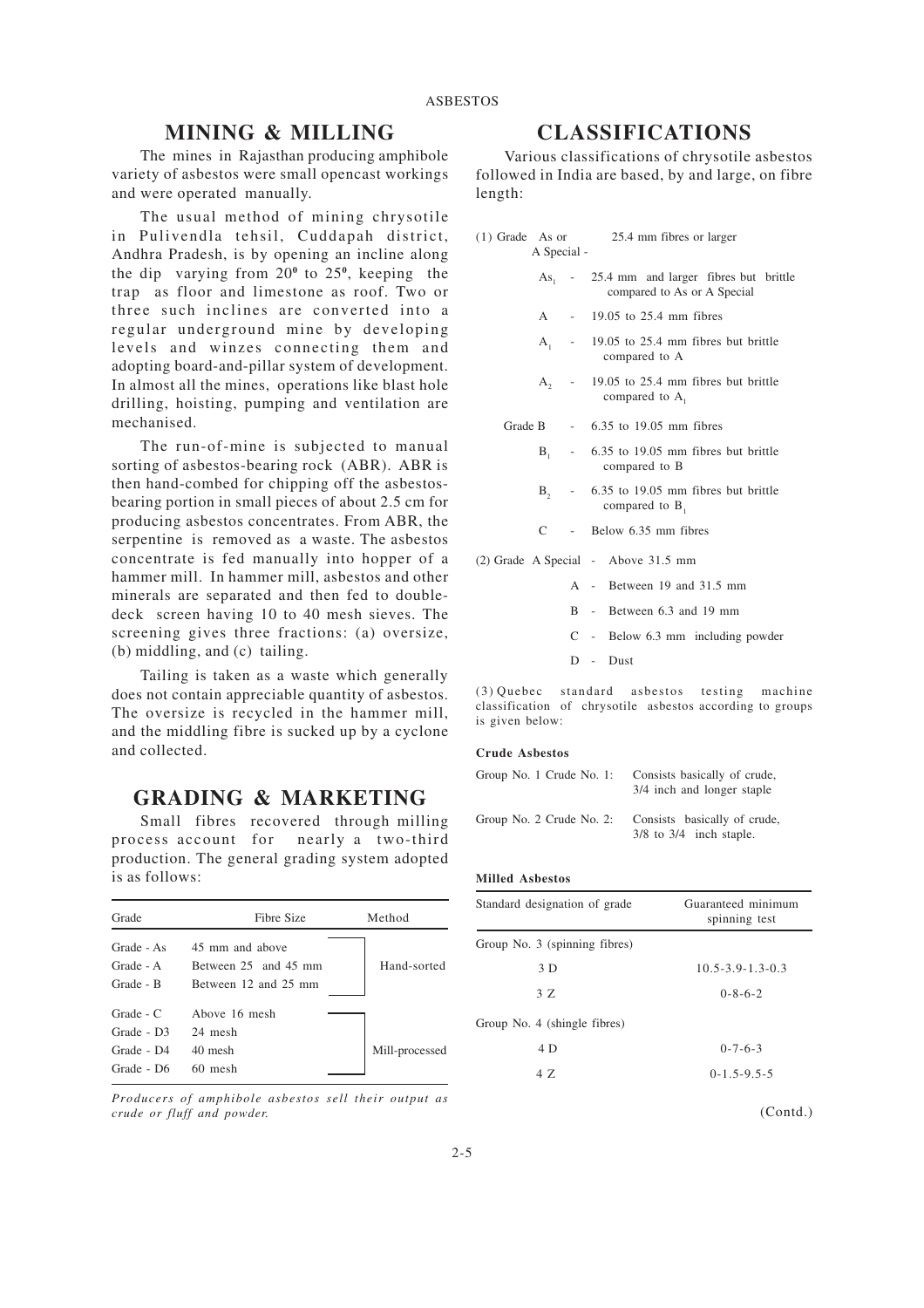## MINING & MILLING

The mines in Rajasthan producing amphibole variety of asbestos were small opencast workings and were operated manually.

The usual method of mining chrysotile in Pulivendla tehsil, Cuddapah district, Andhra Pradesh, is by opening an incline along the dip varying from $20^0$ to $25^0$, keeping the trap as floor and limestone as roof. Two or three such inclines are converted into a regular underground mine by developing levels and winzes connecting them and adopting board-and-pillar system of development. In almost all the mines, operations like blast hole drilling, hoisting, pumping and ventilation are mechanised.

The run-of-mine is subjected to manual sorting of asbestos-bearing rock (ABR). ABR is then hand-combed for chipping off the asbestos-bearing portion in small pieces of about 2.5 cm for producing asbestos concentrates. From ABR, the serpentine is removed as a waste. The asbestos concentrate is fed manually into hopper of a hammer mill. In hammer mill, asbestos and other minerals are separated and then fed to double-deck screen having 10 to 40 mesh sieves. The screening gives three fractions: (a) oversize, (b) middling, and (c) tailing.

Tailing is taken as a waste which generally does not contain appreciable quantity of asbestos. The oversize is recycled in the hammer mill, and the middling fibre is sucked up by a cyclone and collected.

## GRADING & MARKETING

Small fibres recovered through milling process account for nearly a two-third production. The general grading system adopted is as follows:

| Grade | Fibre Size | Method |
|---|---|---|
| Grade - As | 45 mm and above | Hand-sorted |
| Grade - A | Between 25 and 45 mm | |
| Grade - B | Between 12 and 25 mm | |
| Grade - C | Above 16 mesh | Mill-processed |
| Grade - D3 | 24 mesh | |
| Grade - D4 | 40 mesh | |
| Grade - D6 | 60 mesh | |

*Producers of amphibole asbestos sell their output as crude or fluff and powder.*

## CLASSIFICATIONS

Various classifications of chrysotile asbestos followed in India are based, by and large, on fibre length:

(1) Grade As or A Special - 25.4 mm fibres or larger

- $As_1$ - 25.4 mm and larger fibres but brittle compared to As or A Special
- A - 19.05 to 25.4 mm fibres
- $A_1$ - 19.05 to 25.4 mm fibres but brittle compared to A
- $A_2$ - 19.05 to 25.4 mm fibres but brittle compared to $A_1$

Grade B - 6.35 to 19.05 mm fibres

- $B_1$ - 6.35 to 19.05 mm fibres but brittle compared to B
- $B_2$ - 6.35 to 19.05 mm fibres but brittle compared to $B_1$
- C - Below 6.35 mm fibres

(2) Grade A Special - Above 31.5 mm

- A - Between 19 and 31.5 mm
- B - Between 6.3 and 19 mm
- C - Below 6.3 mm including powder
- D - Dust

(3) Quebec standard asbestos testing machine classification of chrysotile asbestos according to groups is given below:

**Crude Asbestos**

| | |
|---|---|
| Group No. 1 Crude No. 1: | Consists basically of crude, 3/4 inch and longer staple |
| Group No. 2 Crude No. 2: | Consists basically of crude, 3/8 to 3/4 inch staple. |

**Milled Asbestos**

| Standard designation of grade | Guaranteed minimum spinning test |
|---|---|
| Group No. 3 (spinning fibres) | |
| 3 D | 10.5-3.9-1.3-0.3 |
| 3 Z | 0-8-6-2 |
| Group No. 4 (shingle fibres) | |
| 4 D | 0-7-6-3 |
| 4 Z | 0-1.5-9.5-5 |

(Contd.)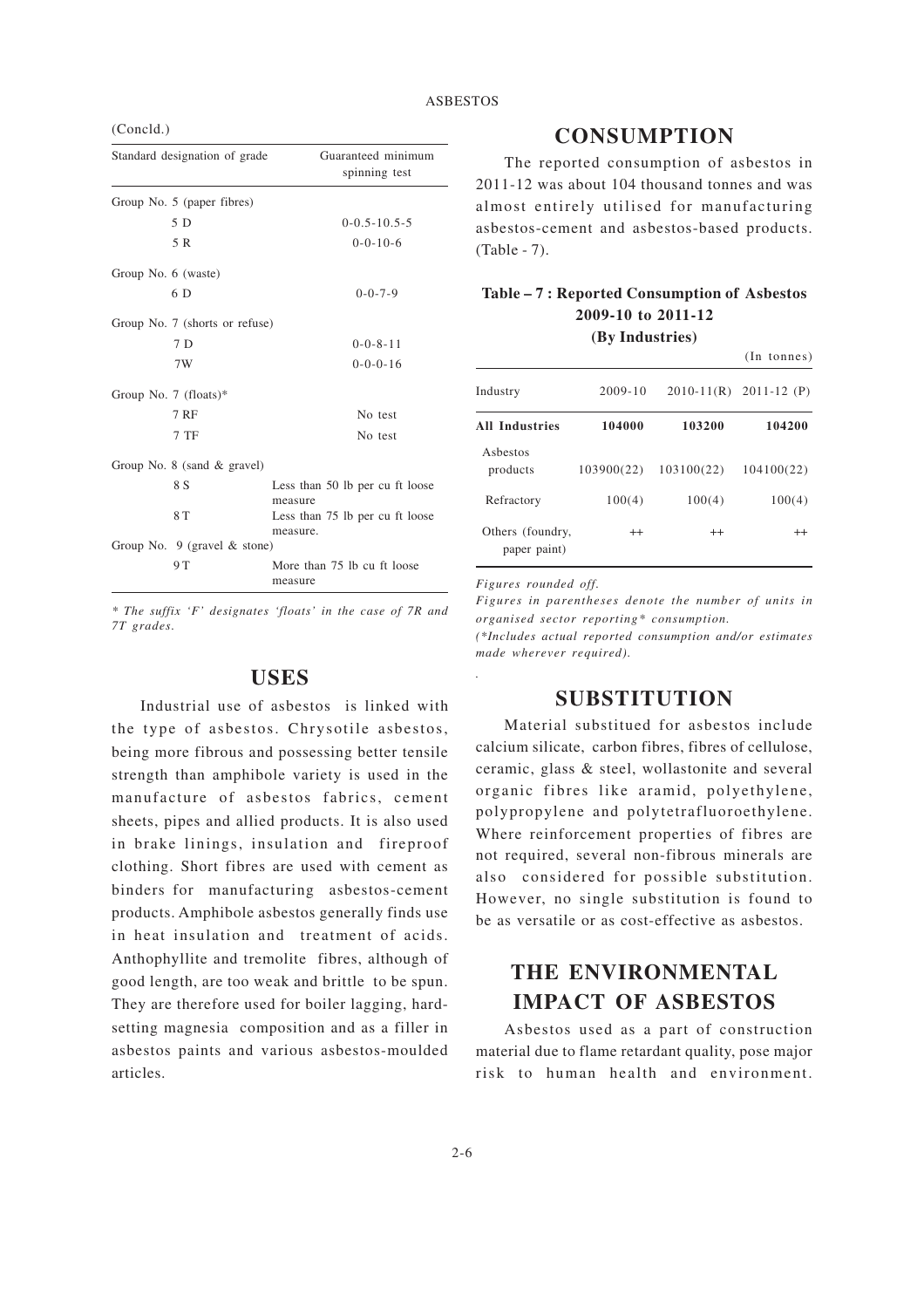(Concld.)

| Standard designation of grade | Guaranteed minimum spinning test |
|---|---|
| Group No. 5 (paper fibres) | |
| 5 D | 0-0.5-10.5-5 |
| 5 R | 0-0-10-6 |
| Group No. 6 (waste) | |
| 6 D | 0-0-7-9 |
| Group No. 7 (shorts or refuse) | |
| 7 D | 0-0-8-11 |
| 7W | 0-0-0-16 |
| Group No. 7 (floats)* | |
| 7 RF | No test |
| 7 TF | No test |
| Group No. 8 (sand & gravel) | |
| 8 S | Less than 50 lb per cu ft loose measure |
| 8 T | Less than 75 lb per cu ft loose measure. |
| Group No. 9 (gravel & stone) | |
| 9 T | More than 75 lb cu ft loose measure |

*\* The suffix 'F' designates 'floats' in the case of 7R and 7T grades.*

## USES

Industrial use of asbestos is linked with the type of asbestos. Chrysotile asbestos, being more fibrous and possessing better tensile strength than amphibole variety is used in the manufacture of asbestos fabrics, cement sheets, pipes and allied products. It is also used in brake linings, insulation and fireproof clothing. Short fibres are used with cement as binders for manufacturing asbestos-cement products. Amphibole asbestos generally finds use in heat insulation and treatment of acids. Anthophyllite and tremolite fibres, although of good length, are too weak and brittle to be spun. They are therefore used for boiler lagging, hard-setting magnesia composition and as a filler in asbestos paints and various asbestos-moulded articles.

## CONSUMPTION

The reported consumption of asbestos in 2011-12 was about 104 thousand tonnes and was almost entirely utilised for manufacturing asbestos-cement and asbestos-based products. (Table - 7).

**Table – 7 : Reported Consumption of Asbestos 2009-10 to 2011-12 (By Industries)**

(In tonnes)

| Industry | 2009-10 | 2010-11(R) | 2011-12 (P) |
|---|---|---|---|
| **All Industries** | **104000** | **103200** | **104200** |
| Asbestos products | 103900(22) | 103100(22) | 104100(22) |
| Refractory | 100(4) | 100(4) | 100(4) |
| Others (foundry, paper paint) | ++ | ++ | ++ |

*Figures rounded off.*

*Figures in parentheses denote the number of units in organised sector reporting\* consumption.*

*(\*Includes actual reported consumption and/or estimates made wherever required).*

## SUBSTITUTION

Material substitued for asbestos include calcium silicate, carbon fibres, fibres of cellulose, ceramic, glass & steel, wollastonite and several organic fibres like aramid, polyethylene, polypropylene and polytetrafluoroethylene. Where reinforcement properties of fibres are not required, several non-fibrous minerals are also considered for possible substitution. However, no single substitution is found to be as versatile or as cost-effective as asbestos.

## THE ENVIRONMENTAL IMPACT OF ASBESTOS

Asbestos used as a part of construction material due to flame retardant quality, pose major risk to human health and environment.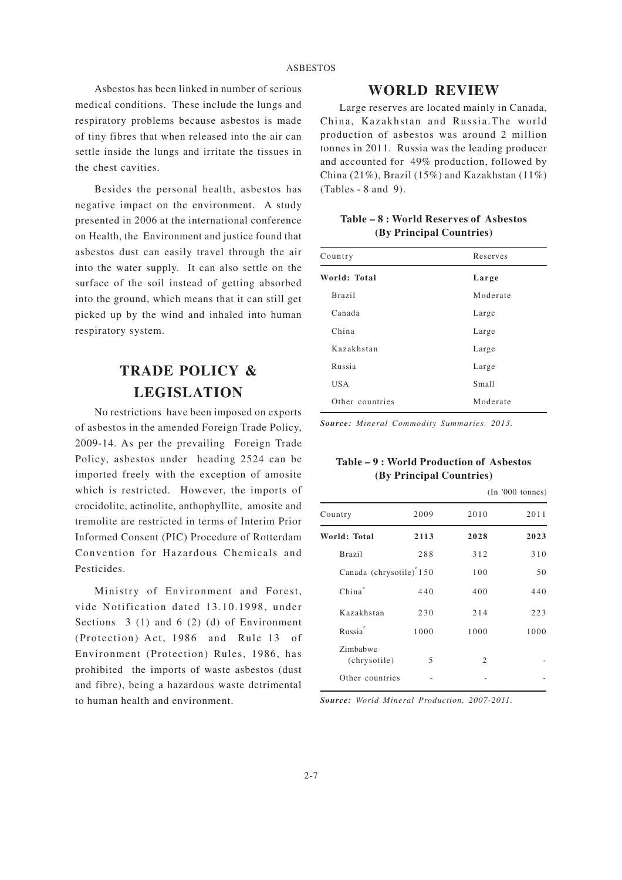Asbestos has been linked in number of serious medical conditions. These include the lungs and respiratory problems because asbestos is made of tiny fibres that when released into the air can settle inside the lungs and irritate the tissues in the chest cavities.

Besides the personal health, asbestos has negative impact on the environment. A study presented in 2006 at the international conference on Health, the Environment and justice found that asbestos dust can easily travel through the air into the water supply. It can also settle on the surface of the soil instead of getting absorbed into the ground, which means that it can still get picked up by the wind and inhaled into human respiratory system.

## TRADE POLICY & LEGISLATION

No restrictions have been imposed on exports of asbestos in the amended Foreign Trade Policy, 2009-14. As per the prevailing Foreign Trade Policy, asbestos under heading 2524 can be imported freely with the exception of amosite which is restricted. However, the imports of crocidolite, actinolite, anthophyllite, amosite and tremolite are restricted in terms of Interim Prior Informed Consent (PIC) Procedure of Rotterdam Convention for Hazardous Chemicals and Pesticides.

Ministry of Environment and Forest, vide Notification dated 13.10.1998, under Sections 3 (1) and 6 (2) (d) of Environment (Protection) Act, 1986 and Rule 13 of Environment (Protection) Rules, 1986, has prohibited the imports of waste asbestos (dust and fibre), being a hazardous waste detrimental to human health and environment.

## WORLD REVIEW

Large reserves are located mainly in Canada, China, Kazakhstan and Russia.The world production of asbestos was around 2 million tonnes in 2011. Russia was the leading producer and accounted for 49% production, followed by China (21%), Brazil (15%) and Kazakhstan (11%) (Tables - 8 and 9).

**Table – 8 : World Reserves of Asbestos (By Principal Countries)**

| Country | Reserves |
|---|---|
| **World: Total** | **Large** |
| Brazil | Moderate |
| Canada | Large |
| China | Large |
| Kazakhstan | Large |
| Russia | Large |
| USA | Small |
| Other countries | Moderate |

***Source:*** *Mineral Commodity Summaries, 2013.*

**Table – 9 : World Production of Asbestos (By Principal Countries)**

(In '000 tonnes)

| Country | 2009 | 2010 | 2011 |
|---|---|---|---|
| **World: Total** | **2113** | **2028** | **2023** |
| Brazil | 288 | 312 | 310 |
| Canada (chrysotile)[e] | 150 | 100 | 50 |
| China[e] | 440 | 400 | 440 |
| Kazakhstan | 230 | 214 | 223 |
| Russia[e] | 1000 | 1000 | 1000 |
| Zimbabwe (chrysotile) | 5 | 2 | - |
| Other countries | - | - | - |

***Source:*** *World Mineral Production, 2007-2011.*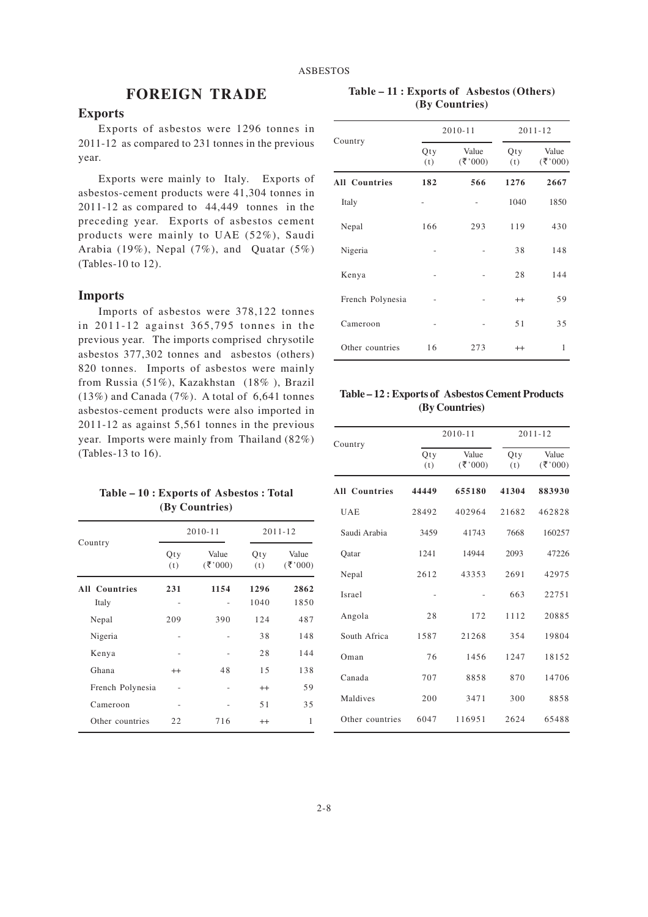## FOREIGN TRADE

### Exports

Exports of asbestos were 1296 tonnes in 2011-12 as compared to 231 tonnes in the previous year.

Exports were mainly to Italy. Exports of asbestos-cement products were 41,304 tonnes in 2011-12 as compared to 44,449 tonnes in the preceding year. Exports of asbestos cement products were mainly to UAE (52%), Saudi Arabia (19%), Nepal (7%), and Quatar (5%) (Tables-10 to 12).

### Imports

Imports of asbestos were 378,122 tonnes in 2011-12 against 365,795 tonnes in the previous year. The imports comprised chrysotile asbestos 377,302 tonnes and asbestos (others) 820 tonnes. Imports of asbestos were mainly from Russia (51%), Kazakhstan (18% ), Brazil (13%) and Canada (7%). A total of 6,641 tonnes asbestos-cement products were also imported in 2011-12 as against 5,561 tonnes in the previous year. Imports were mainly from Thailand (82%) (Tables-13 to 16).

**Table – 10 : Exports of Asbestos : Total (By Countries)**

| Country | 2010-11 | | 2011-12 | |
|---|---|---|---|---|
| | Qty (t) | Value (₹'000) | Qty (t) | Value (₹'000) |
| **All Countries** | **231** | **1154** | **1296** | **2862** |
| Italy | - | - | 1040 | 1850 |
| Nepal | 209 | 390 | 124 | 487 |
| Nigeria | - | - | 38 | 148 |
| Kenya | - | - | 28 | 144 |
| Ghana | ++ | 48 | 15 | 138 |
| French Polynesia | - | - | ++ | 59 |
| Cameroon | - | - | 51 | 35 |
| Other countries | 22 | 716 | ++ | 1 |

**Table – 11 : Exports of Asbestos (Others) (By Countries)**

| Country | 2010-11 | | 2011-12 | |
|---|---|---|---|---|
| | Qty (t) | Value (₹'000) | Qty (t) | Value (₹'000) |
| **All Countries** | **182** | **566** | **1276** | **2667** |
| Italy | - | - | 1040 | 1850 |
| Nepal | 166 | 293 | 119 | 430 |
| Nigeria | - | - | 38 | 148 |
| Kenya | - | - | 28 | 144 |
| French Polynesia | - | - | ++ | 59 |
| Cameroon | - | - | 51 | 35 |
| Other countries | 16 | 273 | ++ | 1 |

**Table – 12 : Exports of Asbestos Cement Products (By Countries)**

| Country | 2010-11 | | 2011-12 | |
|---|---|---|---|---|
| | Qty (t) | Value (₹'000) | Qty (t) | Value (₹'000) |
| **All Countries** | **44449** | **655180** | **41304** | **883930** |
| UAE | 28492 | 402964 | 21682 | 462828 |
| Saudi Arabia | 3459 | 41743 | 7668 | 160257 |
| Qatar | 1241 | 14944 | 2093 | 47226 |
| Nepal | 2612 | 43353 | 2691 | 42975 |
| Israel | - | - | 663 | 22751 |
| Angola | 28 | 172 | 1112 | 20885 |
| South Africa | 1587 | 21268 | 354 | 19804 |
| Oman | 76 | 1456 | 1247 | 18152 |
| Canada | 707 | 8858 | 870 | 14706 |
| Maldives | 200 | 3471 | 300 | 8858 |
| Other countries | 6047 | 116951 | 2624 | 65488 |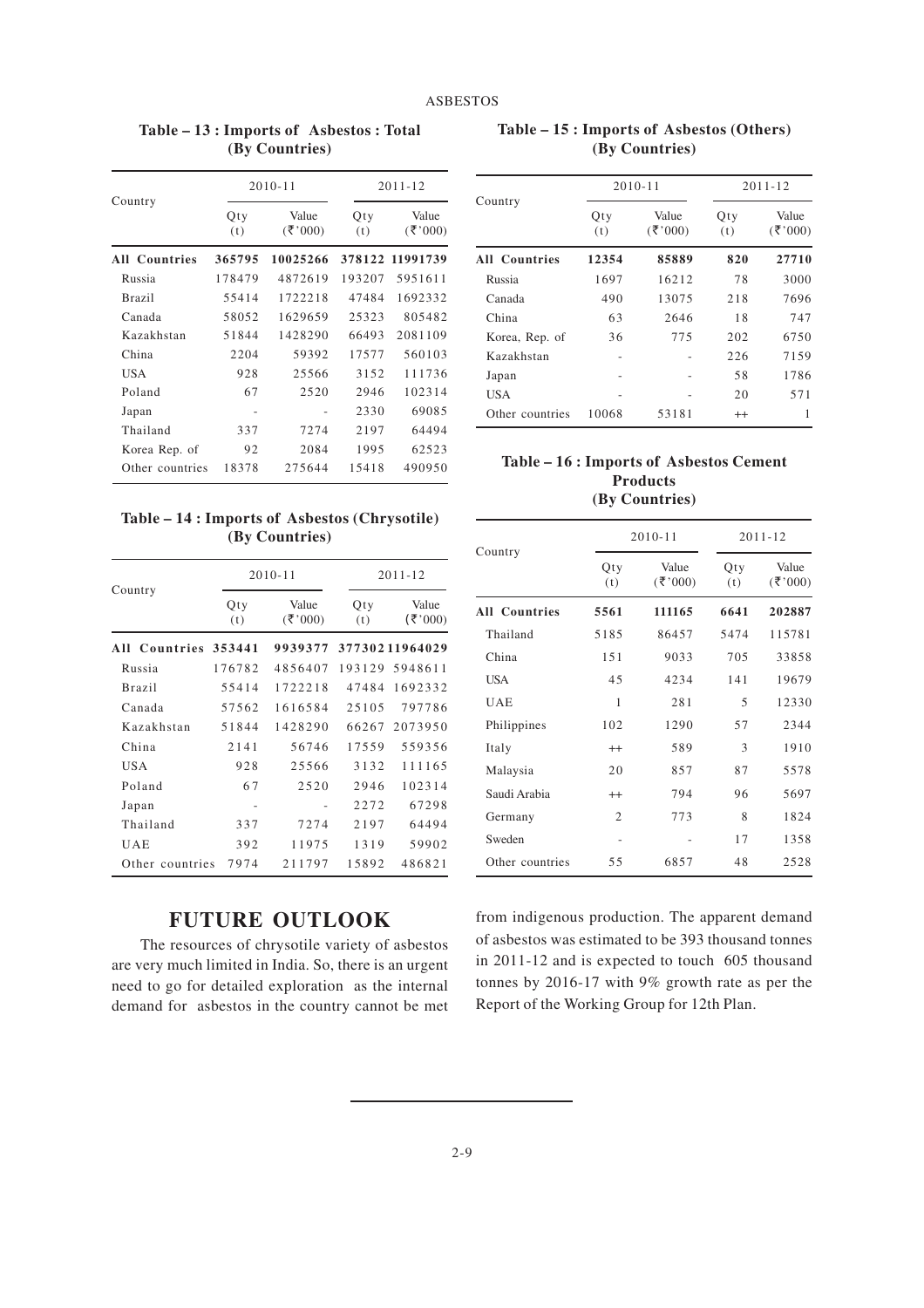**Table – 13 : Imports of Asbestos : Total (By Countries)**

| Country | 2010-11 | | 2011-12 | |
|---|---|---|---|---|
| | Qty (t) | Value (₹'000) | Qty (t) | Value (₹'000) |
| **All Countries** | **365795** | **10025266** | **378122** | **11991739** |
| Russia | 178479 | 4872619 | 193207 | 5951611 |
| Brazil | 55414 | 1722218 | 47484 | 1692332 |
| Canada | 58052 | 1629659 | 25323 | 805482 |
| Kazakhstan | 51844 | 1428290 | 66493 | 2081109 |
| China | 2204 | 59392 | 17577 | 560103 |
| USA | 928 | 25566 | 3152 | 111736 |
| Poland | 67 | 2520 | 2946 | 102314 |
| Japan | - | - | 2330 | 69085 |
| Thailand | 337 | 7274 | 2197 | 64494 |
| Korea Rep. of | 92 | 2084 | 1995 | 62523 |
| Other countries | 18378 | 275644 | 15418 | 490950 |

**Table – 14 : Imports of Asbestos (Chrysotile) (By Countries)**

| Country | 2010-11 | | 2011-12 | |
|---|---|---|---|---|
| | Qty (t) | Value (₹'000) | Qty (t) | Value (₹'000) |
| **All Countries** | **353441** | **9939377** | **377302** | **11964029** |
| Russia | 176782 | 4856407 | 193129 | 5948611 |
| Brazil | 55414 | 1722218 | 47484 | 1692332 |
| Canada | 57562 | 1616584 | 25105 | 797786 |
| Kazakhstan | 51844 | 1428290 | 66267 | 2073950 |
| China | 2141 | 56746 | 17559 | 559356 |
| USA | 928 | 25566 | 3132 | 111165 |
| Poland | 67 | 2520 | 2946 | 102314 |
| Japan | - | - | 2272 | 67298 |
| Thailand | 337 | 7274 | 2197 | 64494 |
| UAE | 392 | 11975 | 1319 | 59902 |
| Other countries | 7974 | 211797 | 15892 | 486821 |

**Table – 15 : Imports of Asbestos (Others) (By Countries)**

| Country | 2010-11 | | 2011-12 | |
|---|---|---|---|---|
| | Qty (t) | Value (₹'000) | Qty (t) | Value (₹'000) |
| **All Countries** | **12354** | **85889** | **820** | **27710** |
| Russia | 1697 | 16212 | 78 | 3000 |
| Canada | 490 | 13075 | 218 | 7696 |
| China | 63 | 2646 | 18 | 747 |
| Korea, Rep. of | 36 | 775 | 202 | 6750 |
| Kazakhstan | - | - | 226 | 7159 |
| Japan | - | - | 58 | 1786 |
| USA | - | - | 20 | 571 |
| Other countries | 10068 | 53181 | ++ | 1 |

**Table – 16 : Imports of Asbestos Cement Products (By Countries)**

| Country | 2010-11 | | 2011-12 | |
|---|---|---|---|---|
| | Qty (t) | Value (₹'000) | Qty (t) | Value (₹'000) |
| **All Countries** | **5561** | **111165** | **6641** | **202887** |
| Thailand | 5185 | 86457 | 5474 | 115781 |
| China | 151 | 9033 | 705 | 33858 |
| USA | 45 | 4234 | 141 | 19679 |
| UAE | 1 | 281 | 5 | 12330 |
| Philippines | 102 | 1290 | 57 | 2344 |
| Italy | ++ | 589 | 3 | 1910 |
| Malaysia | 20 | 857 | 87 | 5578 |
| Saudi Arabia | ++ | 794 | 96 | 5697 |
| Germany | 2 | 773 | 8 | 1824 |
| Sweden | - | - | 17 | 1358 |
| Other countries | 55 | 6857 | 48 | 2528 |

## FUTURE OUTLOOK

The resources of chrysotile variety of asbestos are very much limited in India. So, there is an urgent need to go for detailed exploration as the internal demand for asbestos in the country cannot be met from indigenous production. The apparent demand of asbestos was estimated to be 393 thousand tonnes in 2011-12 and is expected to touch 605 thousand tonnes by 2016-17 with 9% growth rate as per the Report of the Working Group for 12th Plan.